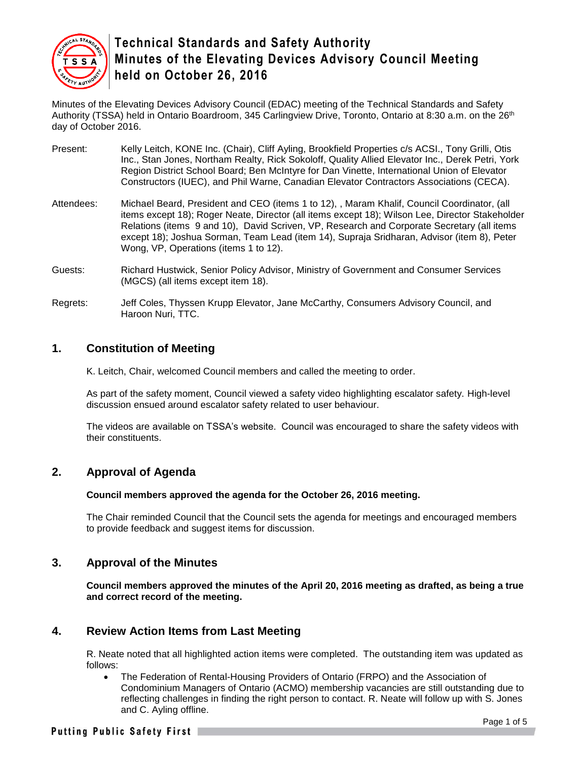# Technical Standards and Safety Authority
# Minutes of the Elevating Devices Advisory Council Meeting held on October 26, 2016

Minutes of the Elevating Devices Advisory Council (EDAC) meeting of the Technical Standards and Safety Authority (TSSA) held in Ontario Boardroom, 345 Carlingview Drive, Toronto, Ontario at 8:30 a.m. on the 26th day of October 2016.

Present: Kelly Leitch, KONE Inc. (Chair), Cliff Ayling, Brookfield Properties c/s ACSI., Tony Grilli, Otis Inc., Stan Jones, Northam Realty, Rick Sokoloff, Quality Allied Elevator Inc., Derek Petri, York Region District School Board; Ben McIntyre for Dan Vinette, International Union of Elevator Constructors (IUEC), and Phil Warne, Canadian Elevator Contractors Associations (CECA).

Attendees: Michael Beard, President and CEO (items 1 to 12), , Maram Khalif, Council Coordinator, (all items except 18); Roger Neate, Director (all items except 18); Wilson Lee, Director Stakeholder Relations (items 9 and 10), David Scriven, VP, Research and Corporate Secretary (all items except 18); Joshua Sorman, Team Lead (item 14), Supraja Sridharan, Advisor (item 8), Peter Wong, VP, Operations (items 1 to 12).

Guests: Richard Hustwick, Senior Policy Advisor, Ministry of Government and Consumer Services (MGCS) (all items except item 18).

Regrets: Jeff Coles, Thyssen Krupp Elevator, Jane McCarthy, Consumers Advisory Council, and Haroon Nuri, TTC.

## 1. Constitution of Meeting

K. Leitch, Chair, welcomed Council members and called the meeting to order.

As part of the safety moment, Council viewed a safety video highlighting escalator safety. High-level discussion ensued around escalator safety related to user behaviour.

The videos are available on TSSA's website. Council was encouraged to share the safety videos with their constituents.

## 2. Approval of Agenda

**Council members approved the agenda for the October 26, 2016 meeting.**

The Chair reminded Council that the Council sets the agenda for meetings and encouraged members to provide feedback and suggest items for discussion.

## 3. Approval of the Minutes

**Council members approved the minutes of the April 20, 2016 meeting as drafted, as being a true and correct record of the meeting.**

## 4. Review Action Items from Last Meeting

R. Neate noted that all highlighted action items were completed. The outstanding item was updated as follows:

- The Federation of Rental-Housing Providers of Ontario (FRPO) and the Association of Condominium Managers of Ontario (ACMO) membership vacancies are still outstanding due to reflecting challenges in finding the right person to contact. R. Neate will follow up with S. Jones and C. Ayling offline.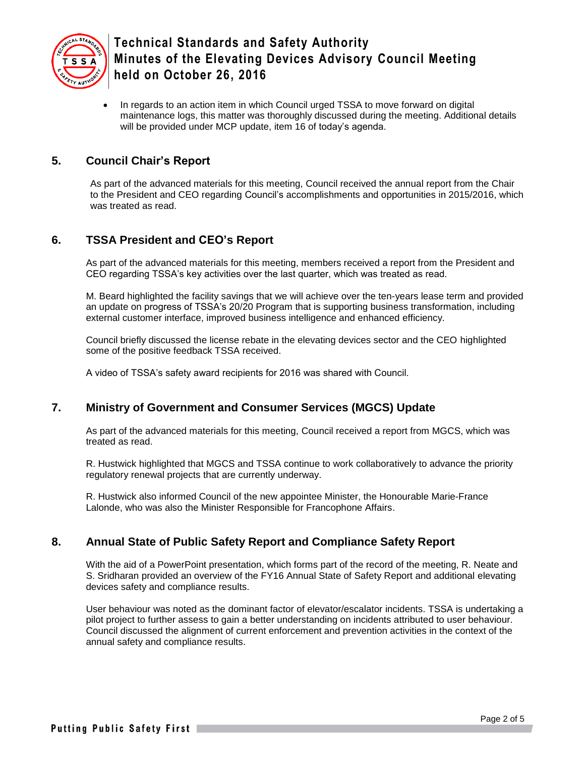- In regards to an action item in which Council urged TSSA to move forward on digital maintenance logs, this matter was thoroughly discussed during the meeting. Additional details will be provided under MCP update, item 16 of today's agenda.

## 5. Council Chair's Report

As part of the advanced materials for this meeting, Council received the annual report from the Chair to the President and CEO regarding Council's accomplishments and opportunities in 2015/2016, which was treated as read.

## 6. TSSA President and CEO's Report

As part of the advanced materials for this meeting, members received a report from the President and CEO regarding TSSA's key activities over the last quarter, which was treated as read.

M. Beard highlighted the facility savings that we will achieve over the ten-years lease term and provided an update on progress of TSSA's 20/20 Program that is supporting business transformation, including external customer interface, improved business intelligence and enhanced efficiency.

Council briefly discussed the license rebate in the elevating devices sector and the CEO highlighted some of the positive feedback TSSA received.

A video of TSSA's safety award recipients for 2016 was shared with Council.

## 7. Ministry of Government and Consumer Services (MGCS) Update

As part of the advanced materials for this meeting, Council received a report from MGCS, which was treated as read.

R. Hustwick highlighted that MGCS and TSSA continue to work collaboratively to advance the priority regulatory renewal projects that are currently underway.

R. Hustwick also informed Council of the new appointee Minister, the Honourable Marie-France Lalonde, who was also the Minister Responsible for Francophone Affairs.

## 8. Annual State of Public Safety Report and Compliance Safety Report

With the aid of a PowerPoint presentation, which forms part of the record of the meeting, R. Neate and S. Sridharan provided an overview of the FY16 Annual State of Safety Report and additional elevating devices safety and compliance results.

User behaviour was noted as the dominant factor of elevator/escalator incidents. TSSA is undertaking a pilot project to further assess to gain a better understanding on incidents attributed to user behaviour. Council discussed the alignment of current enforcement and prevention activities in the context of the annual safety and compliance results.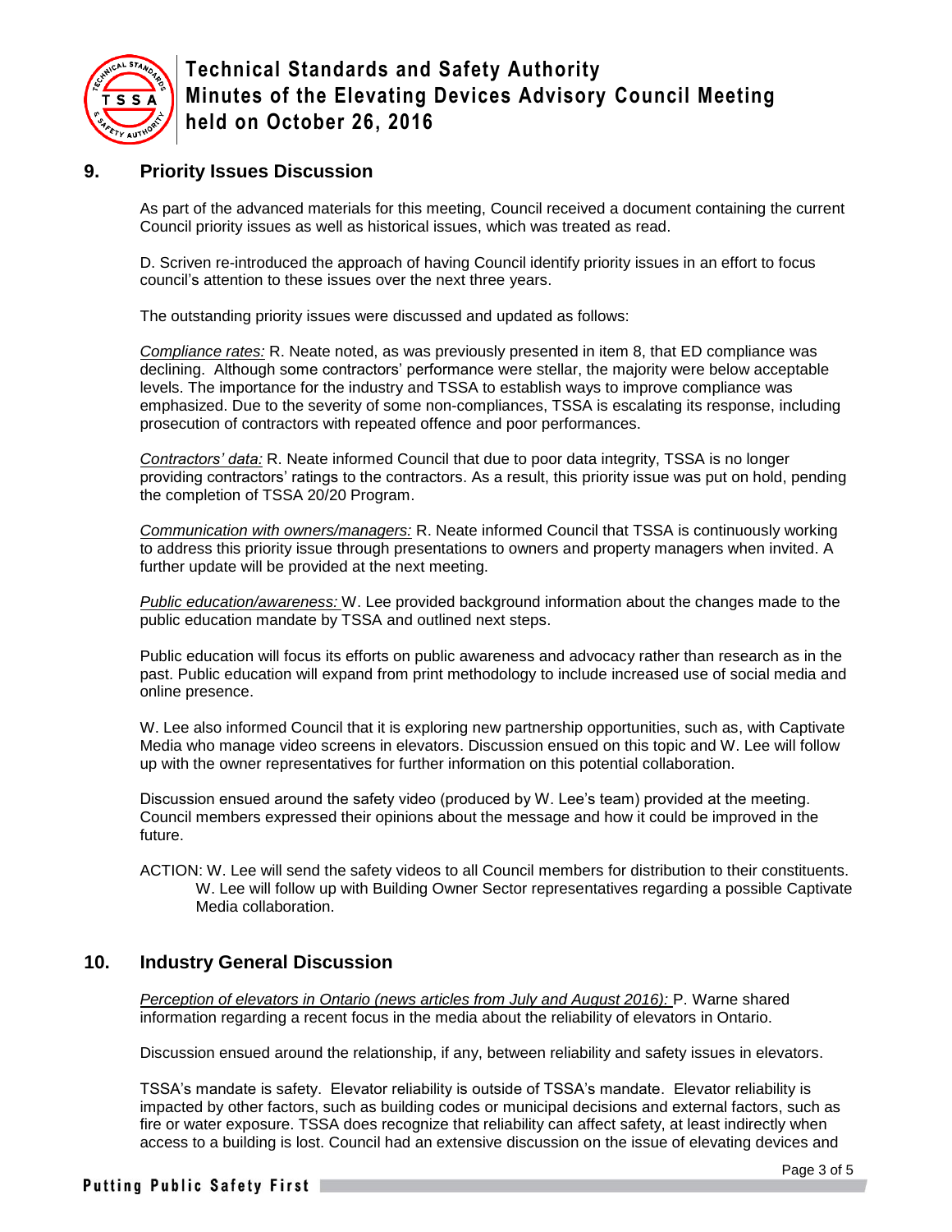## 9. Priority Issues Discussion

As part of the advanced materials for this meeting, Council received a document containing the current Council priority issues as well as historical issues, which was treated as read.

D. Scriven re-introduced the approach of having Council identify priority issues in an effort to focus council's attention to these issues over the next three years.

The outstanding priority issues were discussed and updated as follows:

*Compliance rates:* R. Neate noted, as was previously presented in item 8, that ED compliance was declining. Although some contractors' performance were stellar, the majority were below acceptable levels. The importance for the industry and TSSA to establish ways to improve compliance was emphasized. Due to the severity of some non-compliances, TSSA is escalating its response, including prosecution of contractors with repeated offence and poor performances.

*Contractors' data:* R. Neate informed Council that due to poor data integrity, TSSA is no longer providing contractors' ratings to the contractors. As a result, this priority issue was put on hold, pending the completion of TSSA 20/20 Program.

*Communication with owners/managers:* R. Neate informed Council that TSSA is continuously working to address this priority issue through presentations to owners and property managers when invited. A further update will be provided at the next meeting.

*Public education/awareness:* W. Lee provided background information about the changes made to the public education mandate by TSSA and outlined next steps.

Public education will focus its efforts on public awareness and advocacy rather than research as in the past. Public education will expand from print methodology to include increased use of social media and online presence.

W. Lee also informed Council that it is exploring new partnership opportunities, such as, with Captivate Media who manage video screens in elevators. Discussion ensued on this topic and W. Lee will follow up with the owner representatives for further information on this potential collaboration.

Discussion ensued around the safety video (produced by W. Lee's team) provided at the meeting. Council members expressed their opinions about the message and how it could be improved in the future.

ACTION: W. Lee will send the safety videos to all Council members for distribution to their constituents.
W. Lee will follow up with Building Owner Sector representatives regarding a possible Captivate Media collaboration.

## 10. Industry General Discussion

*Perception of elevators in Ontario (news articles from July and August 2016):* P. Warne shared information regarding a recent focus in the media about the reliability of elevators in Ontario.

Discussion ensued around the relationship, if any, between reliability and safety issues in elevators.

TSSA's mandate is safety. Elevator reliability is outside of TSSA's mandate. Elevator reliability is impacted by other factors, such as building codes or municipal decisions and external factors, such as fire or water exposure. TSSA does recognize that reliability can affect safety, at least indirectly when access to a building is lost. Council had an extensive discussion on the issue of elevating devices and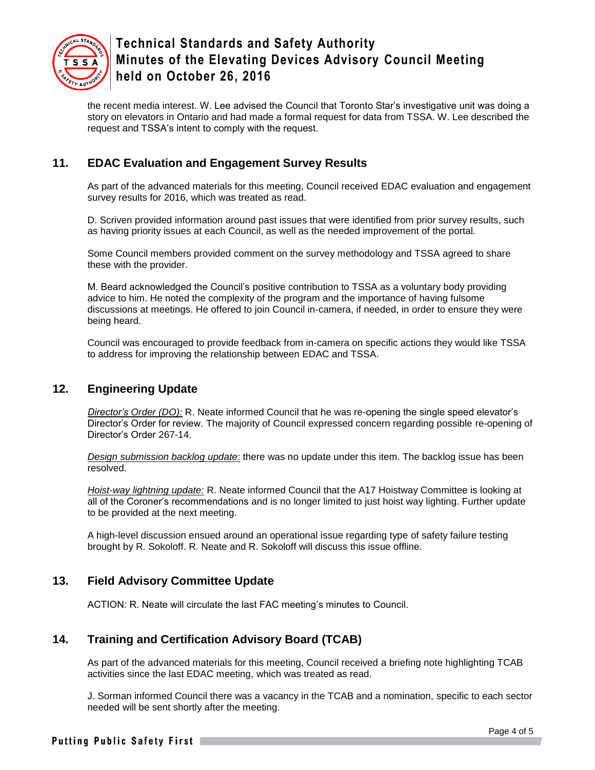the recent media interest. W. Lee advised the Council that Toronto Star's investigative unit was doing a story on elevators in Ontario and had made a formal request for data from TSSA. W. Lee described the request and TSSA's intent to comply with the request.

## 11. EDAC Evaluation and Engagement Survey Results

As part of the advanced materials for this meeting, Council received EDAC evaluation and engagement survey results for 2016, which was treated as read.

D. Scriven provided information around past issues that were identified from prior survey results, such as having priority issues at each Council, as well as the needed improvement of the portal.

Some Council members provided comment on the survey methodology and TSSA agreed to share these with the provider.

M. Beard acknowledged the Council's positive contribution to TSSA as a voluntary body providing advice to him. He noted the complexity of the program and the importance of having fulsome discussions at meetings. He offered to join Council in-camera, if needed, in order to ensure they were being heard.

Council was encouraged to provide feedback from in-camera on specific actions they would like TSSA to address for improving the relationship between EDAC and TSSA.

## 12. Engineering Update

*Director's Order (DO):* R. Neate informed Council that he was re-opening the single speed elevator's Director's Order for review. The majority of Council expressed concern regarding possible re-opening of Director's Order 267-14.

*Design submission backlog update:* there was no update under this item. The backlog issue has been resolved.

*Hoist-way lightning update:* R. Neate informed Council that the A17 Hoistway Committee is looking at all of the Coroner's recommendations and is no longer limited to just hoist way lighting. Further update to be provided at the next meeting.

A high-level discussion ensued around an operational issue regarding type of safety failure testing brought by R. Sokoloff. R. Neate and R. Sokoloff will discuss this issue offline.

## 13. Field Advisory Committee Update

ACTION: R. Neate will circulate the last FAC meeting's minutes to Council.

## 14. Training and Certification Advisory Board (TCAB)

As part of the advanced materials for this meeting, Council received a briefing note highlighting TCAB activities since the last EDAC meeting, which was treated as read.

J. Sorman informed Council there was a vacancy in the TCAB and a nomination, specific to each sector needed will be sent shortly after the meeting.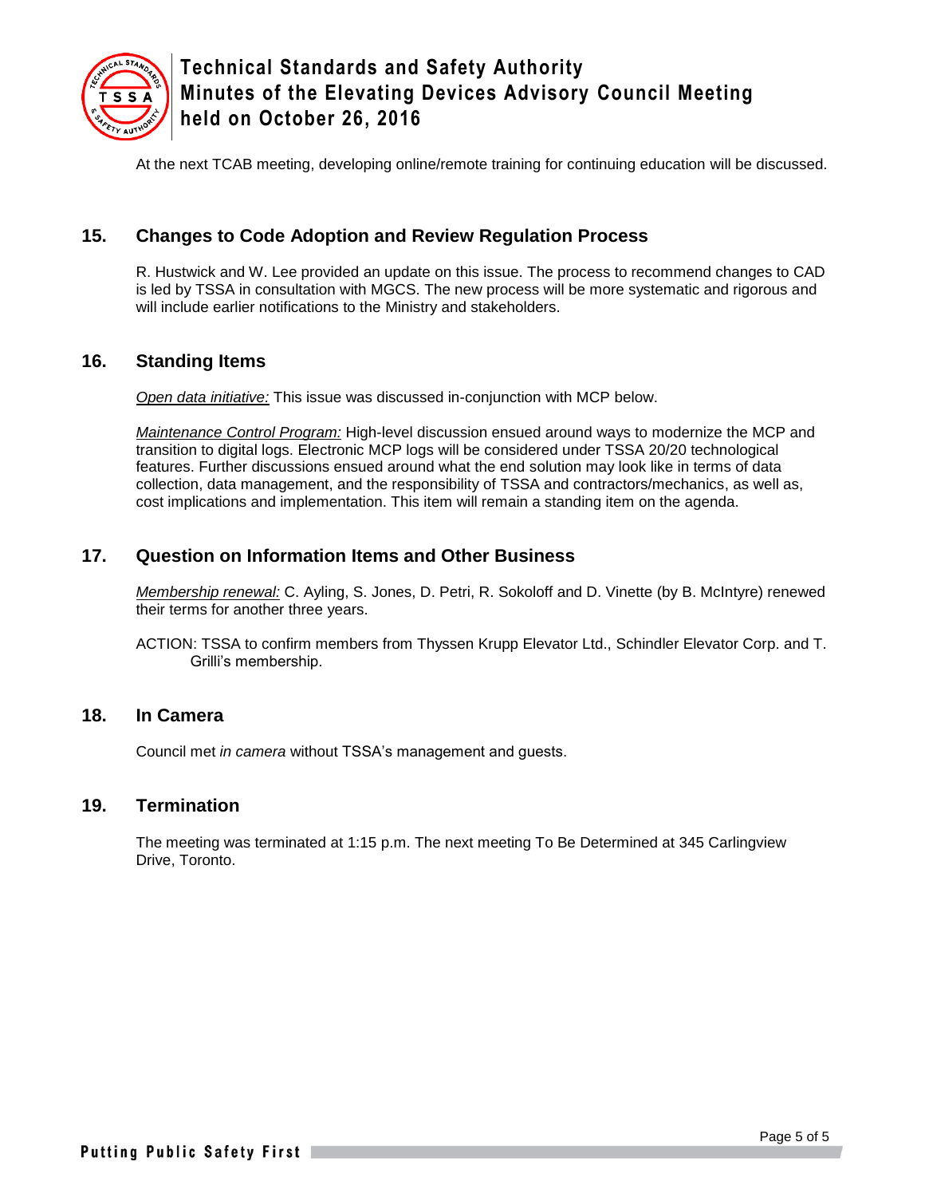At the next TCAB meeting, developing online/remote training for continuing education will be discussed.

## 15. Changes to Code Adoption and Review Regulation Process

R. Hustwick and W. Lee provided an update on this issue. The process to recommend changes to CAD is led by TSSA in consultation with MGCS. The new process will be more systematic and rigorous and will include earlier notifications to the Ministry and stakeholders.

## 16. Standing Items

*Open data initiative:* This issue was discussed in-conjunction with MCP below.

*Maintenance Control Program:* High-level discussion ensued around ways to modernize the MCP and transition to digital logs. Electronic MCP logs will be considered under TSSA 20/20 technological features. Further discussions ensued around what the end solution may look like in terms of data collection, data management, and the responsibility of TSSA and contractors/mechanics, as well as, cost implications and implementation. This item will remain a standing item on the agenda.

## 17. Question on Information Items and Other Business

*Membership renewal:* C. Ayling, S. Jones, D. Petri, R. Sokoloff and D. Vinette (by B. McIntyre) renewed their terms for another three years.

ACTION: TSSA to confirm members from Thyssen Krupp Elevator Ltd., Schindler Elevator Corp. and T. Grilli's membership.

## 18. In Camera

Council met *in camera* without TSSA's management and guests.

## 19. Termination

The meeting was terminated at 1:15 p.m. The next meeting To Be Determined at 345 Carlingview Drive, Toronto.